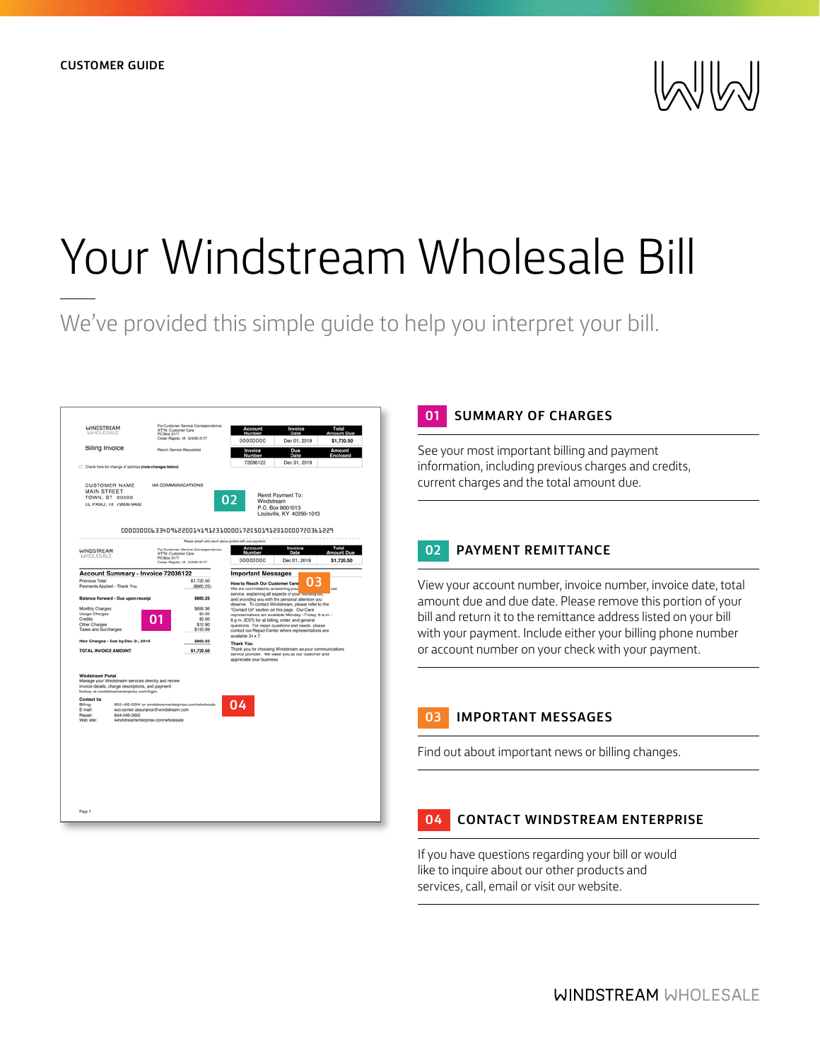CUSTOMER GUIDE

# Your Windstream Wholesale Bill

We've provided this simple guide to help you interpret your bill.

## 01 SUMMARY OF CHARGES

See your most important billing and payment information, including previous charges and credits, current charges and the total amount due.

## 02 PAYMENT REMITTANCE

View your account number, invoice number, invoice date, total amount due and due date. Please remove this portion of your bill and return it to the remittance address listed on your bill with your payment. Include either your billing phone number or account number on your check with your payment.

## 03 IMPORTANT MESSAGES

Find out about important news or billing changes.

## 04 CONTACT WINDSTREAM ENTERPRISE

If you have questions regarding your bill or would like to inquire about our other products and services, call, email or visit our website.

WINDSTREAM WHOLESALE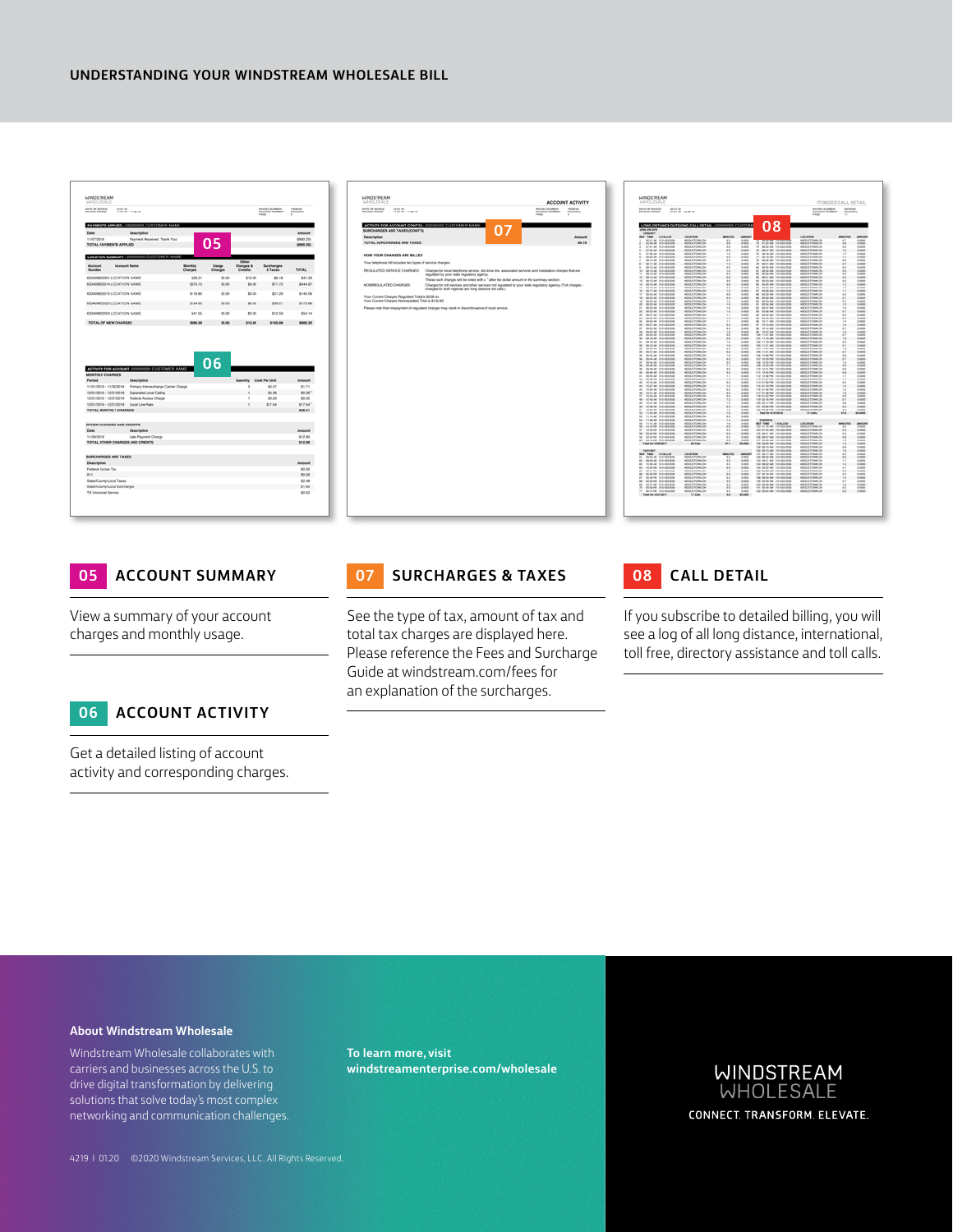UNDERSTANDING YOUR WINDSTREAM WHOLESALE BILL

## 05 ACCOUNT SUMMARY

View a summary of your account charges and monthly usage.

## 06 ACCOUNT ACTIVITY

Get a detailed listing of account activity and corresponding charges.

## 07 SURCHARGES & TAXES

See the type of tax, amount of tax and total tax charges are displayed here. Please reference the Fees and Surcharge Guide at windstream.com/fees for an explanation of the surcharges.

## 08 CALL DETAIL

If you subscribe to detailed billing, you will see a log of all long distance, international, toll free, directory assistance and toll calls.

**About Windstream Wholesale**

Windstream Wholesale collaborates with carriers and businesses across the U.S. to drive digital transformation by delivering solutions that solve today's most complex networking and communication challenges.

**To learn more, visit windstreamenterprise.com/wholesale**

WINDSTREAM WHOLESALE

CONNECT. TRANSFORM. ELEVATE.

4219 | 01.20 ©2020 Windstream Services, LLC. All Rights Reserved.